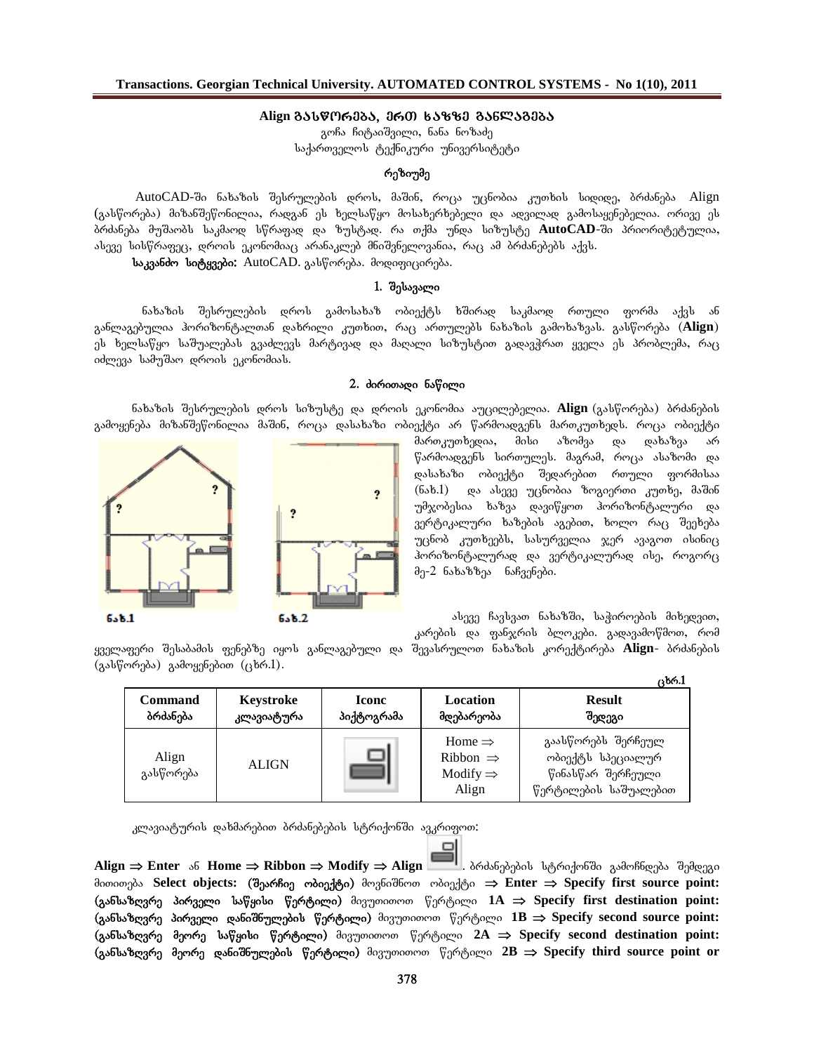# Align გასწორება, ერთ ხაზზე განლაგება

გოჩა ჩიტაიშვილი, ნანა ნოზაძე

საქართველოს ტექნიკური უნივერსიტეტი

### რეზიუმე

AutoCAD-ში ნახაზის შესრულების დროს, მაშინ, როცა უცნობია კუთხის სიდიდე, ბრძანება Align (გასწორება) მიზანშეწონილია, რადგან ეს ხელსაწყო მოსახერხებელი და ადვილად გამოსაყენებელია. ორივე ეს ბრძანება მუშაობს საკმაოდ სწრაფად და ზუსტად. რა თქმა უნდა სიზუსტე **AutoCAD**-ში პრიორიტეტულია, ასევე სისწრაფეც, დროის ეკონომიაც არანაკლებ მნიშვნელოვანია, რაც ამ ბრძანებებს აქვს.

**საკვანძო სიტყვები:** AutoCAD. გასწორება. მოდიფიცირება.

### 1. შესავალი

ნახაზის შესრულების დროს გამოსახაზ ობიექტს ხშირად საკმაოდ რთული ფორმა აქვს ან განლაგებულია ჰორიზონტალთან დახრილი კუთხით, რაც ართულებს ნახაზის გამოხაზვას. გასწორება (**Align**) ეს ხელსაწყო საშუალებას გვაძლევს მარტივად და მაღალი სიზუსტით გადავჭრათ ყველა ეს პრობლემა, რაც იძლევა სამუშაო დროის ეკონომიას.

### 2. ძირითადი ნაწილი

ნახაზის შესრულების დროს სიზუსტე და დროის ეკონომია აუცილებელია. **Align** (გასწორება) ბრძანების გამოყენება მიზანშეწონილია მაშინ, როცა დასახაზი ობიექტი არ წარმოადგენს მართკუთხედს. როცა ობიექტი მართკუთხედია, მისი აზომვა და დახაზვა არ წარმოადგენს სირთულეს. მაგრამ, როცა ასაზომი და დასახაზი ობიექტი შედარებით რთული ფორმისაა (ნახ.1) და ასევე უცნობია ზოგიერთი კუთხე, მაშინ უმჯობესია ხაზვა დავიწყოთ ჰორიზონტალური და ვერტიკალური ხაზების აგებით, ხოლო რაც შეეხება უცნობ კუთხეებს, სასურველია ჯერ ავაგოთ ისინიც ჰორიზონტალურად და ვერტიკალურად ისე, როგორც მე-2 ნახაზზეა ნაჩვენები.

ნახ.1 ნახ.2

ასევე ჩავსვათ ნახაზში, საჭიროების მიხედვით, კარების და ფანჯრის ბლოკები. გადავამოწმოთ, რომ ყველაფერი შესაბამის ფენებზე იყოს განლაგებული და შევასრულოთ ნახაზის კორექტირება **Align**- ბრძანების (გასწორება) გამოყენებით (ცხრ.1).

ცხრ.1

| Command<br>ბრძანება | Keystroke<br>კლავიატურა | Iconc<br>პიქტოგრამა | Location<br>მდებარეობა | Result<br>შედეგი |
|---|---|---|---|---|
| Align<br>გასწორება | ALIGN | | Home ⇒ Ribbon ⇒ Modify ⇒ Align | გაასწორებს შერჩეულ ობიექტს სპეციალურ წინასწარ შერჩეული წერტილების საშუალებით |

კლავიატურის დახმარებით ბრძანებების სტრიქონში ავკრიფოთ:

**Align ⇒ Enter** ან **Home ⇒ Ribbon ⇒ Modify ⇒ Align** . ბრძანებების სტრიქონში გამოჩნდება შემდეგი მითითება **Select objects: (შეარჩიე ობიექტი)** მოვნიშნოთ ობიექტი **⇒ Enter ⇒ Specify first source point: (განსაზღვრე პირველი საწყისი წერტილი)** მივუთითოთ წერტილი **1A ⇒ Specify first destination point: (განსაზღვრე პირველი დანიშნულების წერტილი)** მივუთითოთ წერტილი **1B ⇒ Specify second source point: (განსაზღვრე მეორე საწყისი წერტილი)** მივუთითოთ წერტილი **2A ⇒ Specify second destination point: (განსაზღვრე მეორე დანიშნულების წერტილი)** მივუთითოთ წერტილი **2B ⇒ Specify third source point or**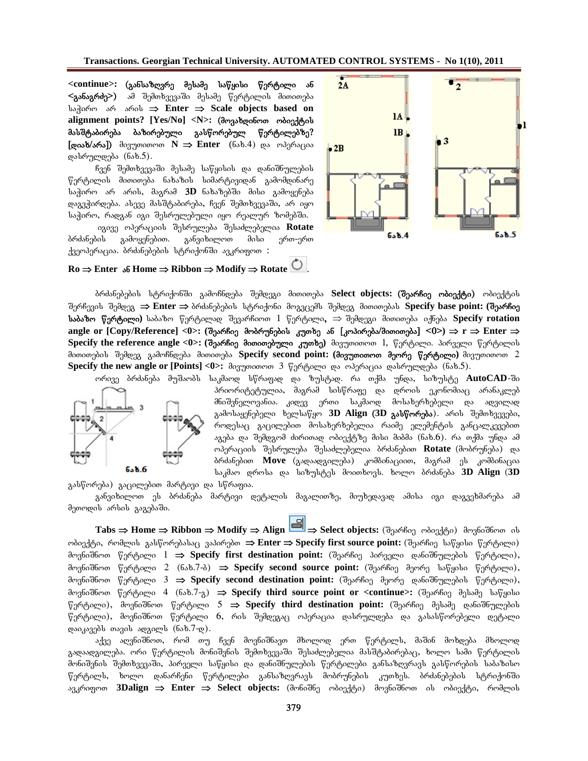**<continue>: (განსაზღვრე მესამე საწყისი წერტილი ან <განაგრძე>)** ამ შემთხვევაში მესამე წერტილის მითითება საჭირო არ არის ⇒ **Enter** ⇒ **Scale objects based on alignment points? [Yes/No] <N>: (მოვახდინოთ ობიექტის მასშტაბირება ბაზირებული გასწორებულ წერტილებზე? [დიახ/არა])** მივუთითოთ **N** ⇒ **Enter** (ნახ.4) და ოპერაცია დასრულდება (ნახ.5).

ჩვენ შემთხვევაში მესამე საწყისის და დანიშნულების წერტილის მითითება ნახაზის სიმარტივიდან გამომდინარე საჭირო არ არის, მაგრამ **3D** ნახაზში მისი გამოყენება დაგვჭირდება. ასევე მასშტაბირება, ჩვენ შემთხვევაში, არ იყო საჭირო, რადგან იგი შესრულებული იყო რეალურ ზომებში.

იგივე ოპერაციის შესრულება შესაძლებელია **Rotate** ბრძანების გამოყენებით. განვიხილოთ მისი ერთ-ერთ ქვეოპერაცია. ბრძანებების სტრიქონში ავკრიფოთ :

ნახ.4

ნახ.5

**Ro ⇒ Enter** ან **Home ⇒ Ribbon ⇒ Modify ⇒ Rotate** .

ბრძანებების სტრიქონში გამოჩნდება შემდეგი მითითება **Select objects: (შეარჩიე ობიექტი)** ობიექტის შერჩევის შემდეგ ⇒ **Enter** ⇒ ბრძანებების სტრიქონი მოგვცემს შემდეგ მითითებას **Specify base point: (შეარჩიე საბაზო წერტილი)** საბაზო წერტილად შევარჩიოთ 1 წერტილი, ⇒ შემდეგი მითითება იქნება **Specify rotation angle or [Copy/Reference] <0>: (შეარჩიე მობრუნების კუთხე ან [კოპირება/მითითება] <0>)** ⇒ **r** ⇒ **Enter** ⇒ **Specify the reference angle <0>: (შეარჩიე მითითებული კუთხე)** მივუთითოთ 1, წერტილი. პირველი წერტილის მითითების შემდეგ გამოჩნდება მითითება **Specify second point: (მივუთითოთ მეორე წერტილი)** მივუთითოთ 2 **Specify the new angle or [Points] <0>:** მივუთითოთ 3 წერტილი და ოპერაცია დასრულდება (ნახ.5).

ორივე ბრძანება მუშაობს საკმაოდ სწრაფად და ზუსტად. რა თქმა უნდა, სიზუსტე **AutoCAD**-ში პრიორიტეტულია, მაგრამ სისწრაფე და დროის ეკონომიაც არანაკლებ მნიშვნელოვანია. კიდევ ერთი საკმაოდ მოსახერხებელი და ადვილად გამოსაყენებელი ხელსაწყო **3D Align (3D გასწორება)**. არის შემთხვევები, როდესაც გაცილებით მოსახერხებელია რაიმე ელემენტის განცალკევებით აგება და შემდეგ ძირითად ობიექტზე მისი მიბმა (ნახ.6). რა თქმა უნდა ამ ოპერაციის შესრულება შესაძლებელია ბრძანებით **Rotate** (მობრუნება) და ბრძანებით **Move** (გადაადგილება) კომბინაციით, მაგრამ ეს კომბინაცია საკმაო დროსა და სიზუსტეს მოითხოვს. ხოლო ბრძანება **3D Align** (**3D** გასწორება) გაცილებით მარტივი და სწრაფია.

ნახ.6

განვიხილოთ ეს ბრძანება მარტივი დეტალის მაგალითზე, მიუხედავად ამისა იგი დაგვეხმარება ამ მეთოდის არსის გაგებაში.

**Tabs ⇒ Home ⇒ Ribbon ⇒ Modify ⇒ Align** ⇒ **Select objects:** (შეარჩიე ობიექტი) მოვნიშნოთ ის ობიექტი, რომლის გასწორებასაც ვაპირებთ ⇒ **Enter** ⇒ **Specify first source point:** (შეარჩიე საწყისი წერტილი) მოვნიშნოთ წერტილი 1 ⇒ **Specify first destination point:** (შეარჩიე პირველი დანიშნულების წერტილი), მოვნიშნოთ წერტილი 2 (ნახ.7-ბ) ⇒ **Specify second source point:** (შეარჩიე მეორე საწყისი წერტილი), მოვნიშნოთ წერტილი 3 ⇒ **Specify second destination point:** (შეარჩიე მეორე დანიშნულების წერტილი), მოვნიშნოთ წერტილი 4 (ნახ.7-გ) ⇒ **Specify third source point or <continue>:** (შეარჩიე მესამე საწყისი წერტილი), მოვნიშნოთ წერტილი 5 ⇒ **Specify third destination point:** (შეარჩიე მესამე დანიშნულების წერტილი), მოვნიშნოთ წერტილი 6, რის შემდეგაც ოპერაცია დასრულდება და გასასწორებელი დეტალი დაიკავებს თავის ადგილს (ნახ.7-დ).

აქვე აღვნიშნოთ, რომ თუ ჩვენ მოვნიშნავთ მხოლოდ ერთ წერტილს, მაშინ მოხდება მხოლოდ გადაადგილება. ორი წერტილის მონიშვნის შემთხვევაში შესაძლებელია მასშტაბირებაც, ხოლო სამი წერტილის მონიშვნის შემთხვევაში, პირველი საწყისი და დანიშნულების წერტილები განსაზღვრავს გასწორების საბაზისო წერტილს, ხოლო დანარჩენი წერტილები განსაზღვრავს მობრუნების კუთხეს. ბრძანებების სტრიქონში ავკრიფოთ **3Dalign** ⇒ **Enter** ⇒ **Select objects:** (მონიშნე ობიექტი) მოვნიშნოთ ის ობიექტი, რომლის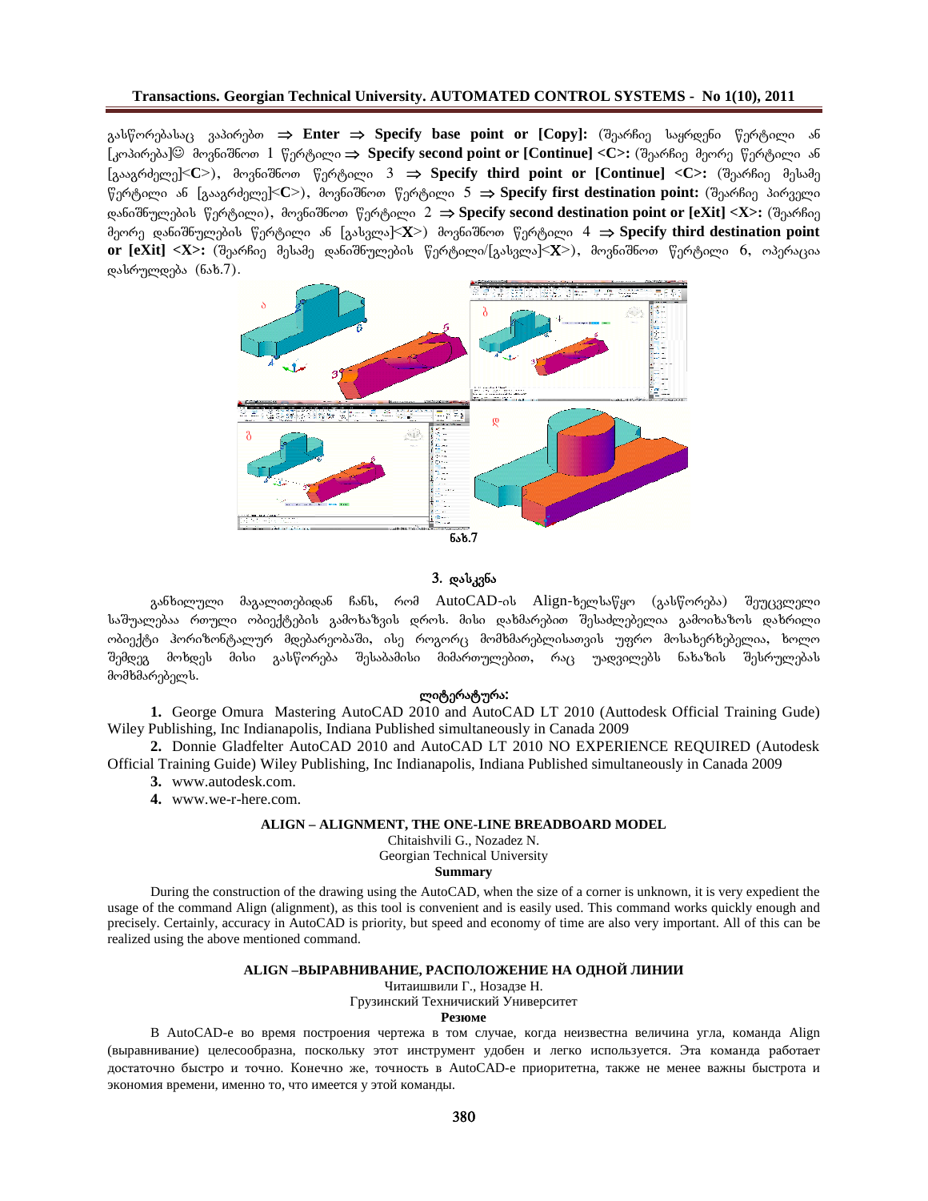გასწორებასაც ვაპირებთ ⇒ **Enter** ⇒ **Specify base point or [Copy]:** (შეარჩიე საყრდენი წერტილი ან [კოპირება]☺ მოვნიშნოთ 1 წერტილი ⇒ **Specify second point or [Continue] <C>:** (შეარჩიე მეორე წერტილი ან [გააგრძელე]<**C**>), მოვნიშნოთ წერტილი 3 ⇒ **Specify third point or [Continue] <C>:** (შეარჩიე მესამე წერტილი ან [გააგრძელე]<**C**>), მოვნიშნოთ წერტილი 5 ⇒ **Specify first destination point:** (შეარჩიე პირველი დანიშნულების წერტილი), მოვნიშნოთ წერტილი 2 ⇒ **Specify second destination point or [eXit] <X>:** (შეარჩიე მეორე დანიშნულების წერტილი ან [გასვლა]<**X**>) მოვნიშნოთ წერტილი 4 ⇒ **Specify third destination point or [eXit] <X>:** (შეარჩიე მესამე დანიშნულების წერტილი/[გასვლა]<**X**>), მოვნიშნოთ წერტილი 6, ოპერაცია დასრულდება (ნახ.7).

ნახ.7

### 3. დასკვნა

განხილული მაგალითებიდან ჩანს, რომ AutoCAD-ის Align-ხელსაწყო (გასწორება) შეუცვლელი საშუალებაა რთული ობიექტების გამოხაზვის დროს. მისი დახმარებით შესაძლებელია გამოიხაზოს დახრილი ობიექტი ჰორიზონტალურ მდებარეობაში, ისე როგორც მომხმარებლისათვის უფრო მოსახერხებელია, ხოლო შემდეგ მოხდეს მისი გასწორება შესაბამისი მიმართულებით, რაც უადვილებს ნახაზის შესრულებას მომხმარებელს.

### ლიტერატურა:

**1.** George Omura Mastering AutoCAD 2010 and AutoCAD LT 2010 (Auttodesk Official Training Gude) Wiley Publishing, Inc Indianapolis, Indiana Published simultaneously in Canada 2009

**2.** Donnie Gladfelter AutoCAD 2010 and AutoCAD LT 2010 NO EXPERIENCE REQUIRED (Autodesk Official Training Guide) Wiley Publishing, Inc Indianapolis, Indiana Published simultaneously in Canada 2009

**3.** www.autodesk.com.

**4.** www.we-r-here.com.

## ALIGN – ALIGNMENT, THE ONE-LINE BREADBOARD MODEL

Chitaishvili G., Nozadez N.
Georgian Technical University

**Summary**

During the construction of the drawing using the AutoCAD, when the size of a corner is unknown, it is very expedient the usage of the command Align (alignment), as this tool is convenient and is easily used. This command works quickly enough and precisely. Certainly, accuracy in AutoCAD is priority, but speed and economy of time are also very important. All of this can be realized using the above mentioned command.

## ALIGN –ВЫРАВНИВАНИЕ, РАСПОЛОЖЕНИЕ НА ОДНОЙ ЛИНИИ

Читаишвили Г., Нозадзе Н.
Грузинский Техничиский Университет

**Резюме**

В AutoCAD-е во время построения чертежа в том случае, когда неизвестна величина угла, команда Align (выравнивание) целесообразна, поскольку этот инструмент удобен и легко используется. Эта команда работает достаточно быстро и точно. Конечно же, точность в AutoCAD-е приоритетна, также не менее важны быстрота и экономия времени, именно то, что имеется у этой команды.